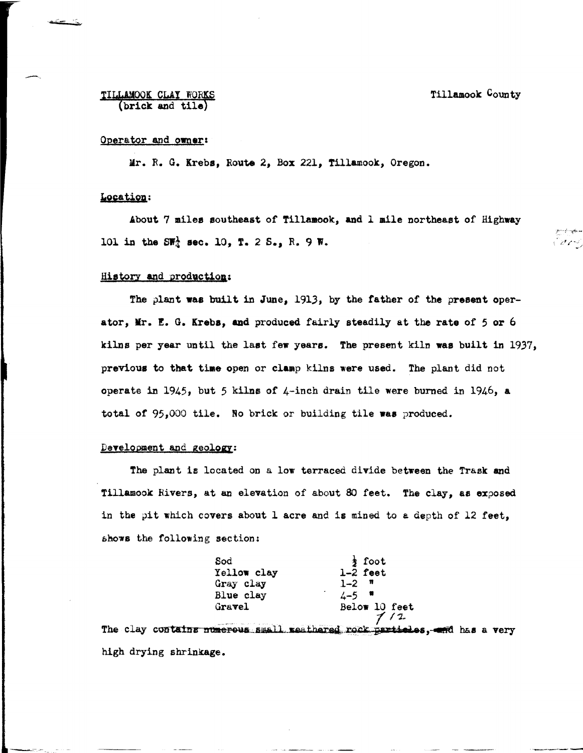TILLAMOOK CLAY WORKS
(brick and tile)

Tillamook County

Operator and owner:

Mr. R. G. Krebs, Route 2, Box 221, Tillamook, Oregon.

Location:

About 7 miles southeast of Tillamook, and 1 mile northeast of Highway 101 in the SW¼ sec. 10, T. 2 S., R. 9 W.

History and production:

The plant was built in June, 1913, by the father of the present operator, Mr. E. G. Krebs, and produced fairly steadily at the rate of 5 or 6 kilns per year until the last few years. The present kiln was built in 1937, previous to that time open or clamp kilns were used. The plant did not operate in 1945, but 5 kilns of 4-inch drain tile were burned in 1946, a total of 95,000 tile. No brick or building tile was produced.

Development and geology:

The plant is located on a low terraced divide between the Trask and Tillamook Rivers, at an elevation of about 80 feet. The clay, as exposed in the pit which covers about 1 acre and is mined to a depth of 12 feet, shows the following section:

| | |
|---|---|
| Sod | ½ foot |
| Yellow clay | 1-2 feet |
| Gray clay | 1-2 " |
| Blue clay | 4-5 " |
| Gravel | Below 10 feet 7/12 |

The clay ~~contains numerous small weathered rock particles, and~~ has a very high drying shrinkage.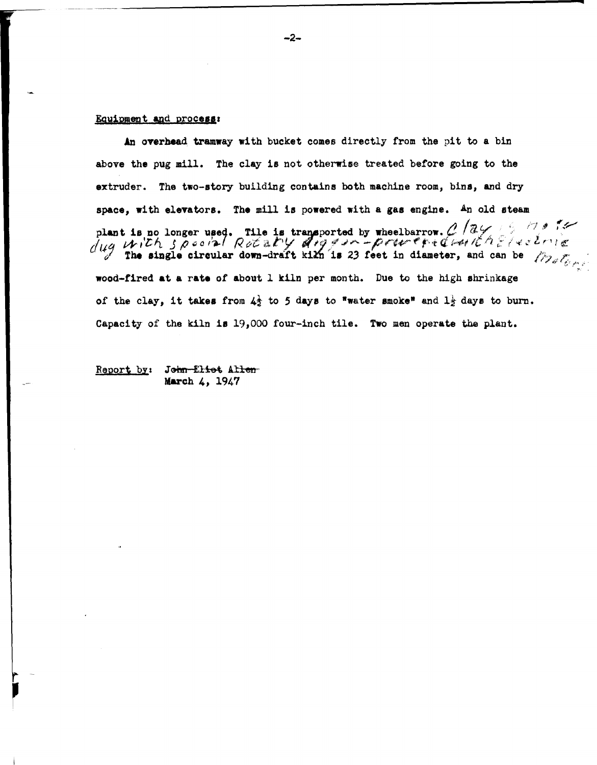## Equipment and process:

An overhead tramway with bucket comes directly from the pit to a bin above the pug mill. The clay is not otherwise treated before going to the extruder. The two-story building contains both machine room, bins, and dry space, with elevators. The mill is powered with a gas engine. An old steam plant is no longer used. Tile is transported by wheelbarrow. Clay is now dug with special Rotary digger—powered with electric motor.

The single circular down-draft kiln is 23 feet in diameter, and can be wood-fired at a rate of about 1 kiln per month. Due to the high shrinkage of the clay, it takes from 4½ to 5 days to "water smoke" and 1½ days to burn. Capacity of the kiln is 19,000 four-inch tile. Two men operate the plant.

Report by: ~~John Eliot Allen~~
March 4, 1947